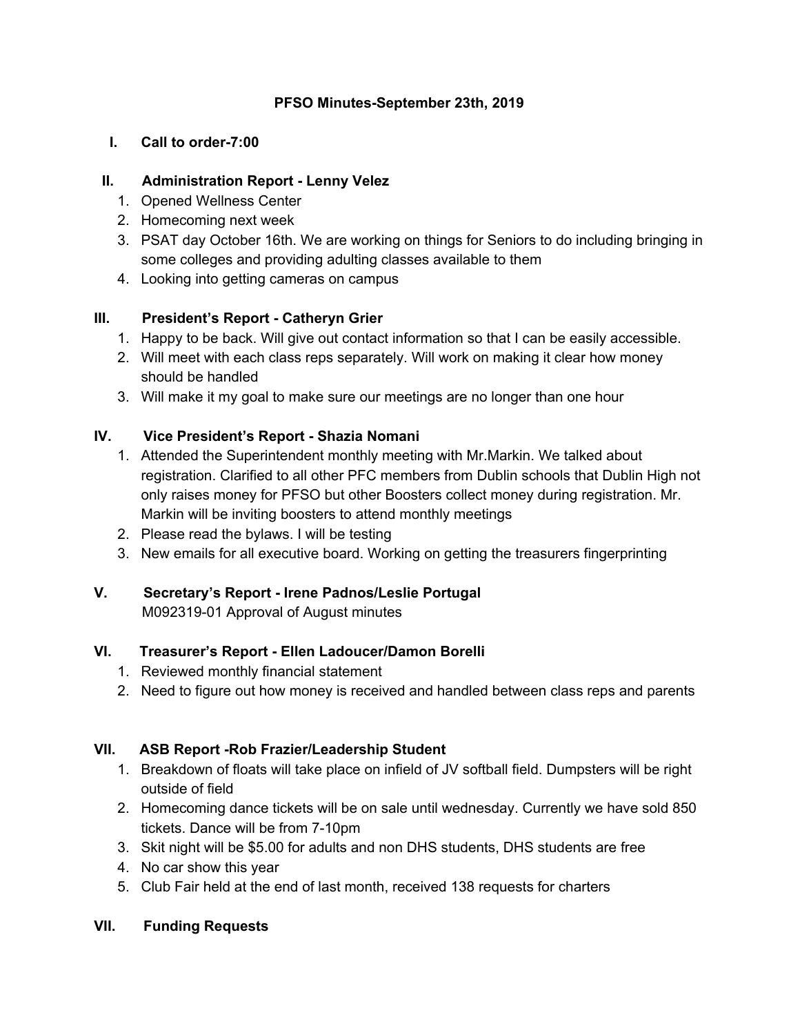# PFSO Minutes-September 23th, 2019

## I. Call to order-7:00

## II. Administration Report - Lenny Velez

1. Opened Wellness Center
2. Homecoming next week
3. PSAT day October 16th. We are working on things for Seniors to do including bringing in some colleges and providing adulting classes available to them
4. Looking into getting cameras on campus

## III. President's Report - Catheryn Grier

1. Happy to be back. Will give out contact information so that I can be easily accessible.
2. Will meet with each class reps separately. Will work on making it clear how money should be handled
3. Will make it my goal to make sure our meetings are no longer than one hour

## IV. Vice President's Report - Shazia Nomani

1. Attended the Superintendent monthly meeting with Mr.Markin. We talked about registration. Clarified to all other PFC members from Dublin schools that Dublin High not only raises money for PFSO but other Boosters collect money during registration. Mr. Markin will be inviting boosters to attend monthly meetings
2. Please read the bylaws. I will be testing
3. New emails for all executive board. Working on getting the treasurers fingerprinting

## V. Secretary's Report - Irene Padnos/Leslie Portugal

M092319-01 Approval of August minutes

## VI. Treasurer's Report - Ellen Ladoucer/Damon Borelli

1. Reviewed monthly financial statement
2. Need to figure out how money is received and handled between class reps and parents

## VII. ASB Report -Rob Frazier/Leadership Student

1. Breakdown of floats will take place on infield of JV softball field. Dumpsters will be right outside of field
2. Homecoming dance tickets will be on sale until wednesday. Currently we have sold 850 tickets. Dance will be from 7-10pm
3. Skit night will be $5.00 for adults and non DHS students, DHS students are free
4. No car show this year
5. Club Fair held at the end of last month, received 138 requests for charters

## VII. Funding Requests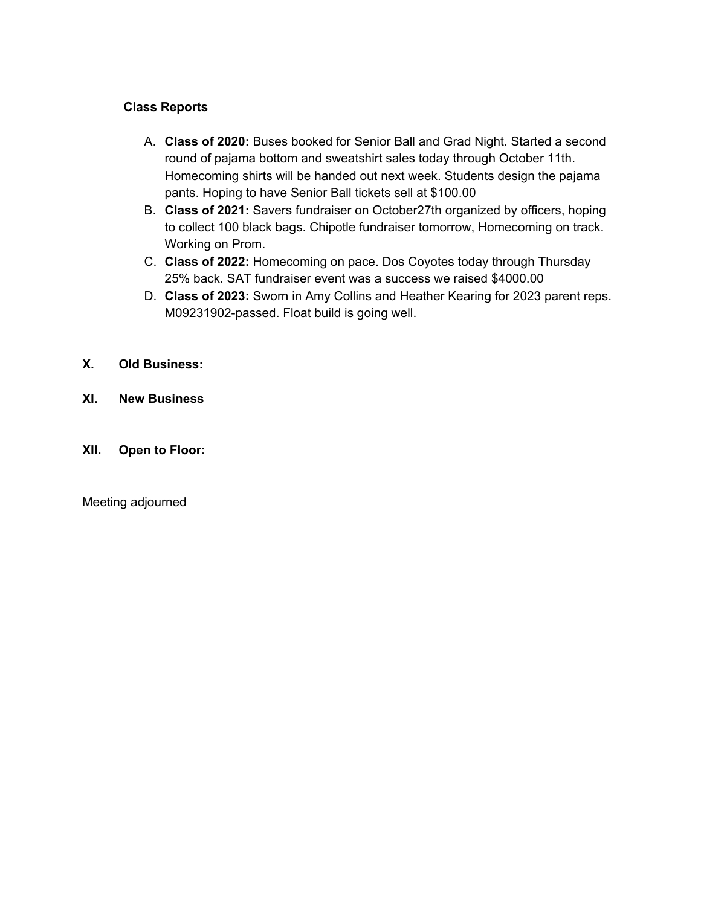**Class Reports**

A. **Class of 2020:** Buses booked for Senior Ball and Grad Night. Started a second round of pajama bottom and sweatshirt sales today through October 11th. Homecoming shirts will be handed out next week. Students design the pajama pants. Hoping to have Senior Ball tickets sell at $100.00
B. **Class of 2021:** Savers fundraiser on October27th organized by officers, hoping to collect 100 black bags. Chipotle fundraiser tomorrow, Homecoming on track. Working on Prom.
C. **Class of 2022:** Homecoming on pace. Dos Coyotes today through Thursday 25% back. SAT fundraiser event was a success we raised $4000.00
D. **Class of 2023:** Sworn in Amy Collins and Heather Kearing for 2023 parent reps. M09231902-passed. Float build is going well.

**X. Old Business:**

**XI. New Business**

**XII. Open to Floor:**

Meeting adjourned